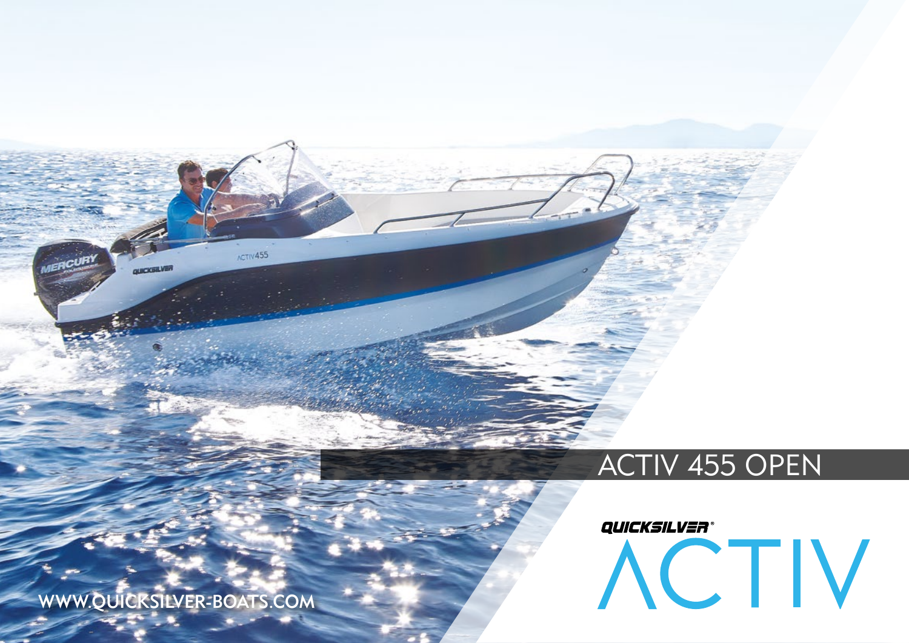# ACTIV 455 OPEN

QUICKSILVER®

ACTIV

WWW.QUICKSILVER-BOATS.COM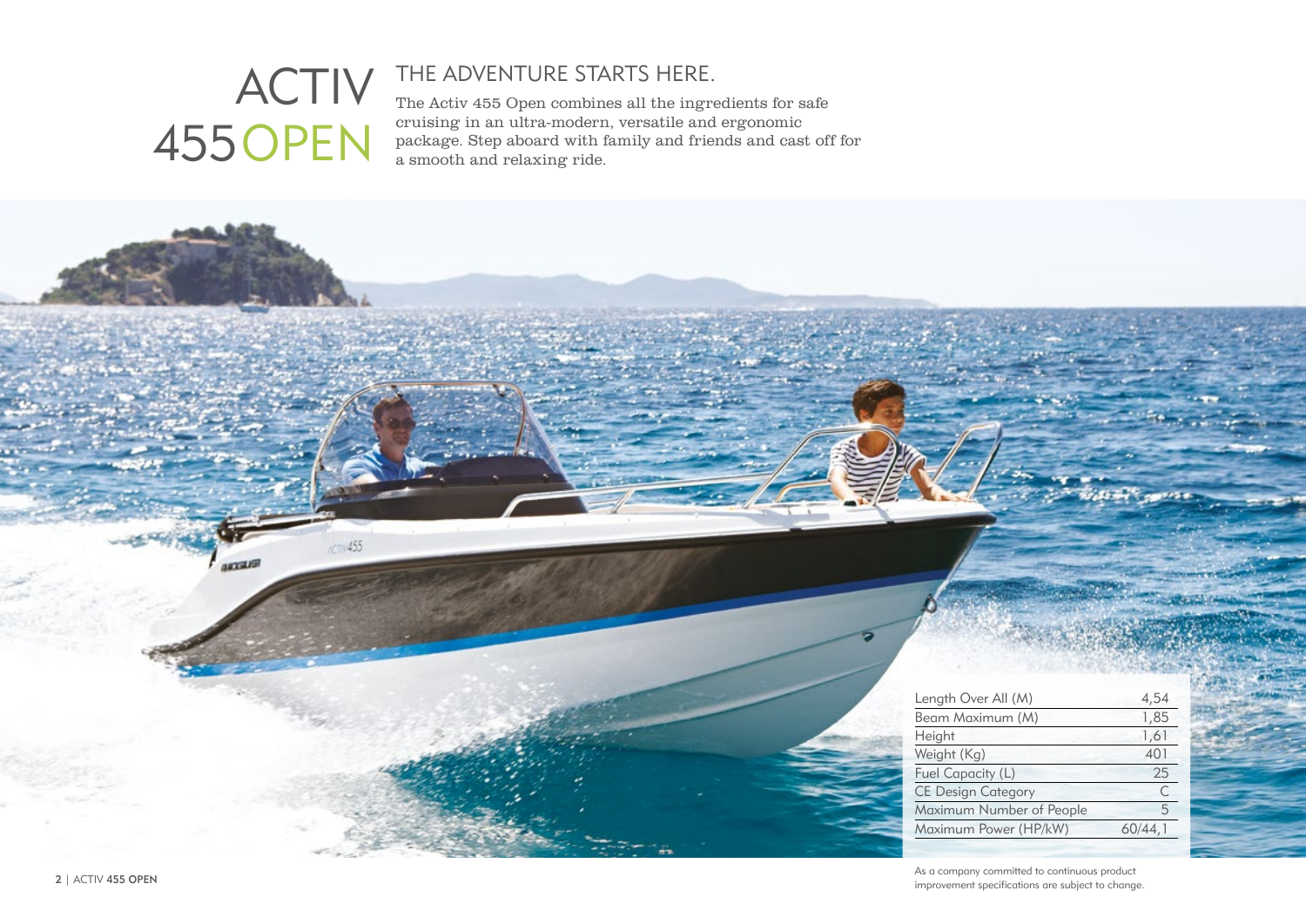# ACTIV 455 OPEN

## THE ADVENTURE STARTS HERE.

The Activ 455 Open combines all the ingredients for safe cruising in an ultra-modern, versatile and ergonomic package. Step aboard with family and friends and cast off for a smooth and relaxing ride.

| | |
|---|---|
| Length Over All (M) | 4,54 |
| Beam Maximum (M) | 1,85 |
| Height | 1,61 |
| Weight (Kg) | 401 |
| Fuel Capacity (L) | 25 |
| CE Design Category | C |
| Maximum Number of People | 5 |
| Maximum Power (HP/kW) | 60/44,1 |

As a company committed to continuous product improvement specifications are subject to change.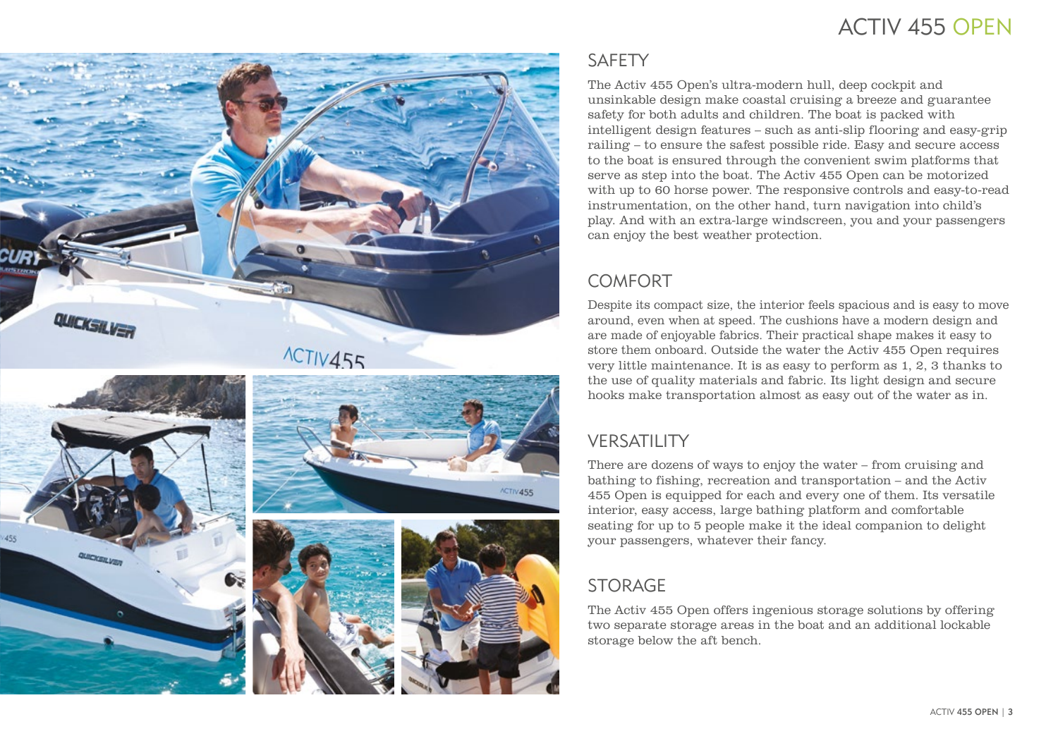# ACTIV 455 OPEN

## SAFETY

The Activ 455 Open's ultra-modern hull, deep cockpit and unsinkable design make coastal cruising a breeze and guarantee safety for both adults and children. The boat is packed with intelligent design features – such as anti-slip flooring and easy-grip railing – to ensure the safest possible ride. Easy and secure access to the boat is ensured through the convenient swim platforms that serve as step into the boat. The Activ 455 Open can be motorized with up to 60 horse power. The responsive controls and easy-to-read instrumentation, on the other hand, turn navigation into child's play. And with an extra-large windscreen, you and your passengers can enjoy the best weather protection.

## COMFORT

Despite its compact size, the interior feels spacious and is easy to move around, even when at speed. The cushions have a modern design and are made of enjoyable fabrics. Their practical shape makes it easy to store them onboard. Outside the water the Activ 455 Open requires very little maintenance. It is as easy to perform as 1, 2, 3 thanks to the use of quality materials and fabric. Its light design and secure hooks make transportation almost as easy out of the water as in.

## VERSATILITY

There are dozens of ways to enjoy the water – from cruising and bathing to fishing, recreation and transportation – and the Activ 455 Open is equipped for each and every one of them. Its versatile interior, easy access, large bathing platform and comfortable seating for up to 5 people make it the ideal companion to delight your passengers, whatever their fancy.

## STORAGE

The Activ 455 Open offers ingenious storage solutions by offering two separate storage areas in the boat and an additional lockable storage below the aft bench.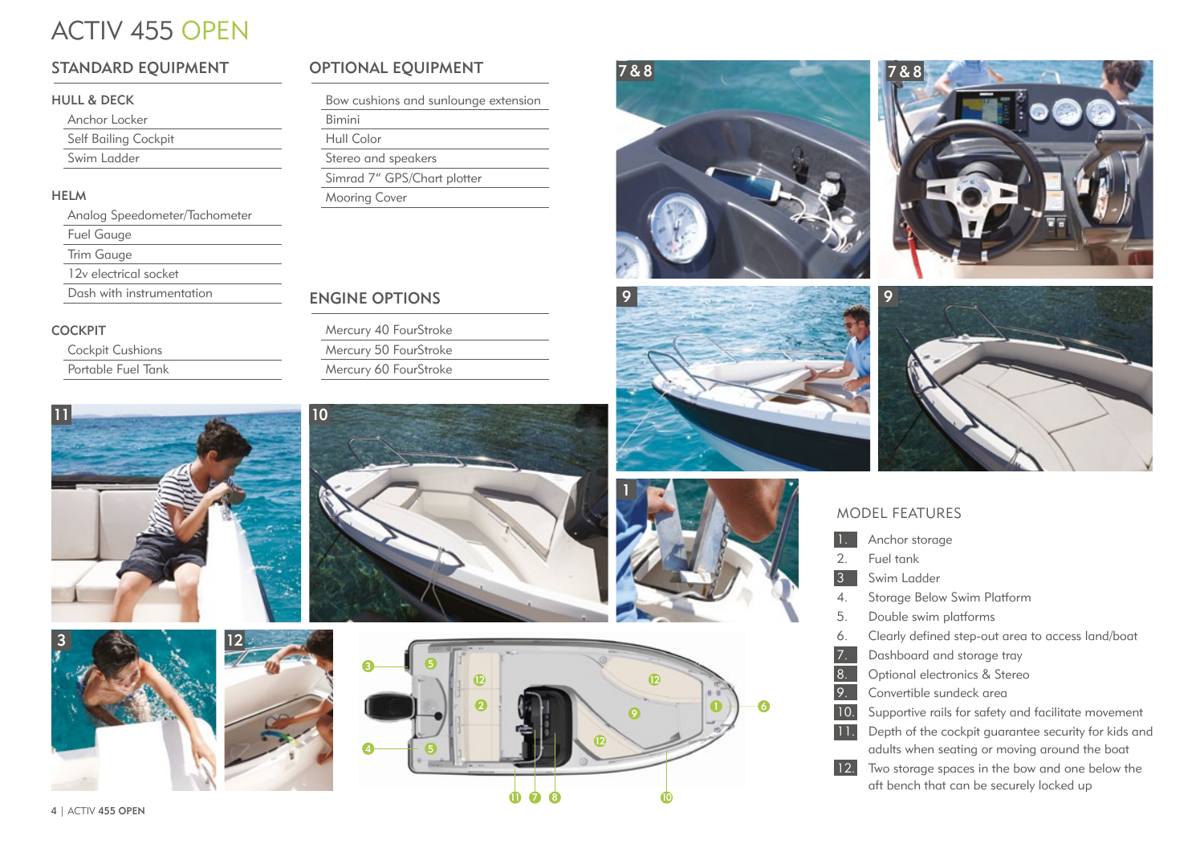# ACTIV 455 OPEN

## STANDARD EQUIPMENT

### HULL & DECK

- Anchor Locker
- Self Bailing Cockpit
- Swim Ladder

### HELM

- Analog Speedometer/Tachometer
- Fuel Gauge
- Trim Gauge
- 12v electrical socket
- Dash with instrumentation

### COCKPIT

- Cockpit Cushions
- Portable Fuel Tank

## OPTIONAL EQUIPMENT

- Bow cushions and sunlounge extension
- Bimini
- Hull Color
- Stereo and speakers
- Simrad 7" GPS/Chart plotter
- Mooring Cover

## ENGINE OPTIONS

- Mercury 40 FourStroke
- Mercury 50 FourStroke
- Mercury 60 FourStroke

## MODEL FEATURES

1. Anchor storage
2. Fuel tank
3. Swim Ladder
4. Storage Below Swim Platform
5. Double swim platforms
6. Clearly defined step-out area to access land/boat
7. Dashboard and storage tray
8. Optional electronics & Stereo
9. Convertible sundeck area
10. Supportive rails for safety and facilitate movement
11. Depth of the cockpit guarantee security for kids and adults when seating or moving around the boat
12. Two storage spaces in the bow and one below the aft bench that can be securely locked up